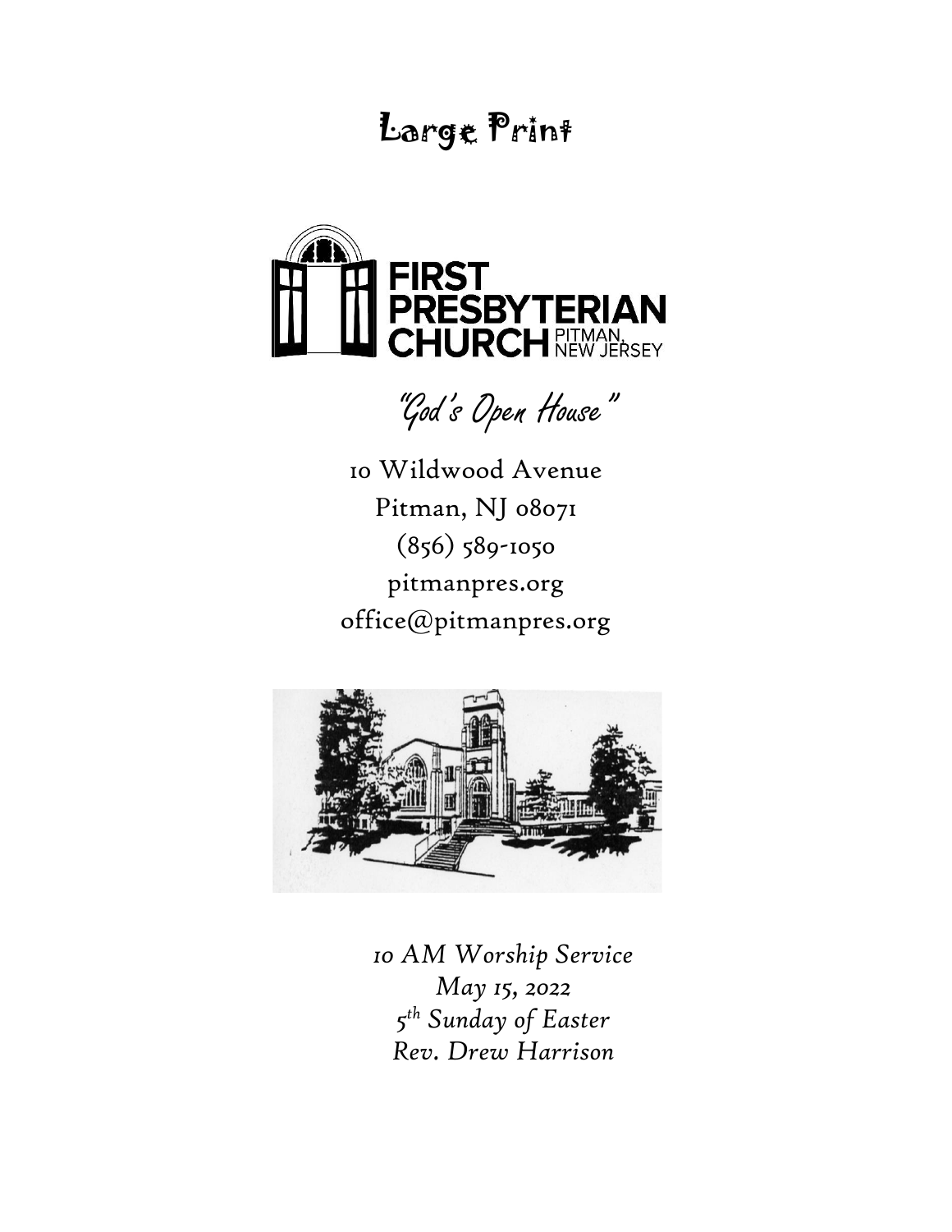Large Print

# FIRST PRESBYTERIAN CHURCH

PITMAN, NEW JERSEY

"God's Open House"

10 Wildwood Avenue

Pitman, NJ 08071

(856) 589-1050

pitmanpres.org

office@pitmanpres.org

*10 AM Worship Service*

*May 15, 2022*

*5th Sunday of Easter*

*Rev. Drew Harrison*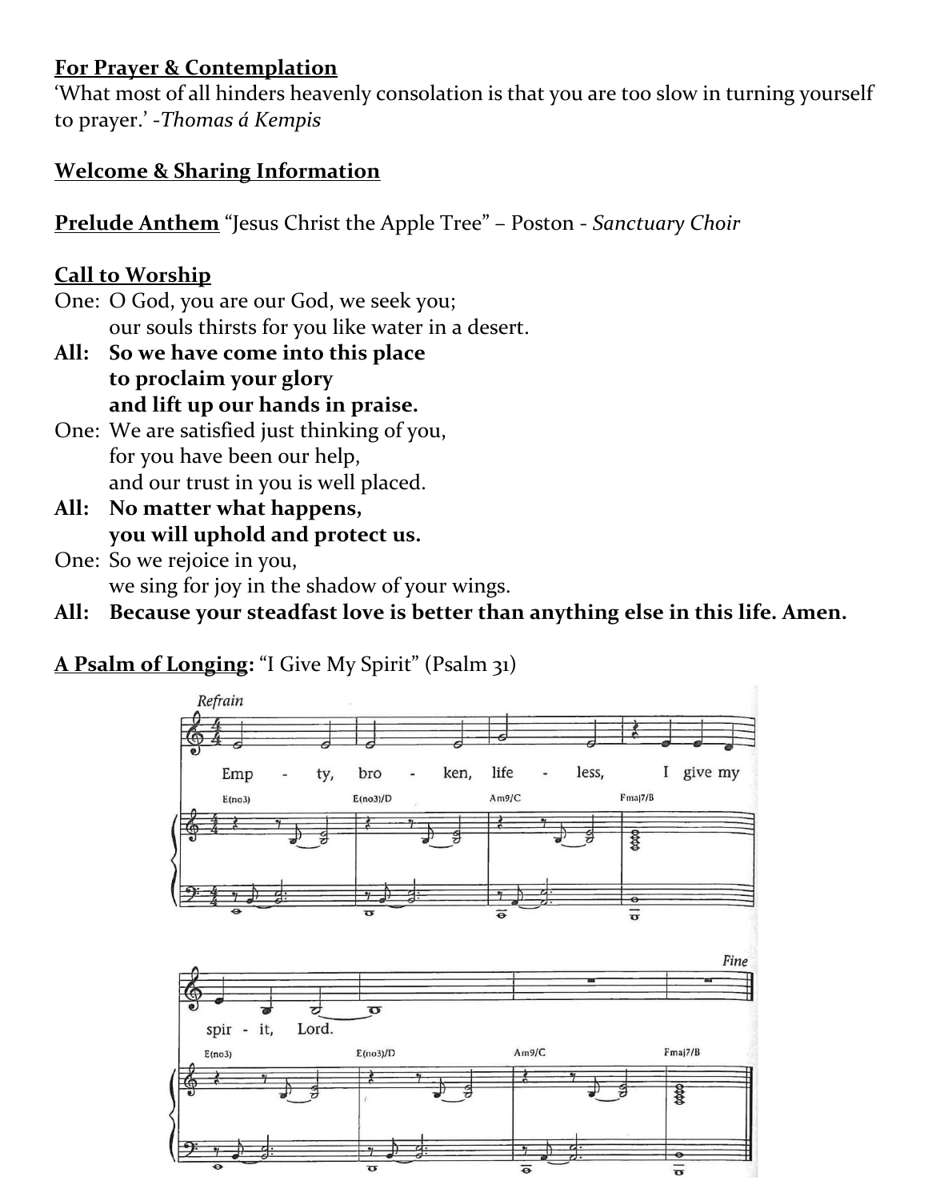**For Prayer & Contemplation**
'What most of all hinders heavenly consolation is that you are too slow in turning yourself to prayer.' -*Thomas á Kempis*

**Welcome & Sharing Information**

**Prelude Anthem** "Jesus Christ the Apple Tree" – Poston - *Sanctuary Choir*

**Call to Worship**

One: O God, you are our God, we seek you;
our souls thirsts for you like water in a desert.

**All: So we have come into this place
to proclaim your glory
and lift up our hands in praise.**

One: We are satisfied just thinking of you,
for you have been our help,
and our trust in you is well placed.

**All: No matter what happens,
you will uphold and protect us.**

One: So we rejoice in you,
we sing for joy in the shadow of your wings.

**All: Because your steadfast love is better than anything else in this life. Amen.**

**A Psalm of Longing:** "I Give My Spirit" (Psalm 31)

Refrain

Empty, broken, lifeless, I give my spirit, Lord.

E(no3) E(no3)/D Am9/C Fmaj7/B

Fine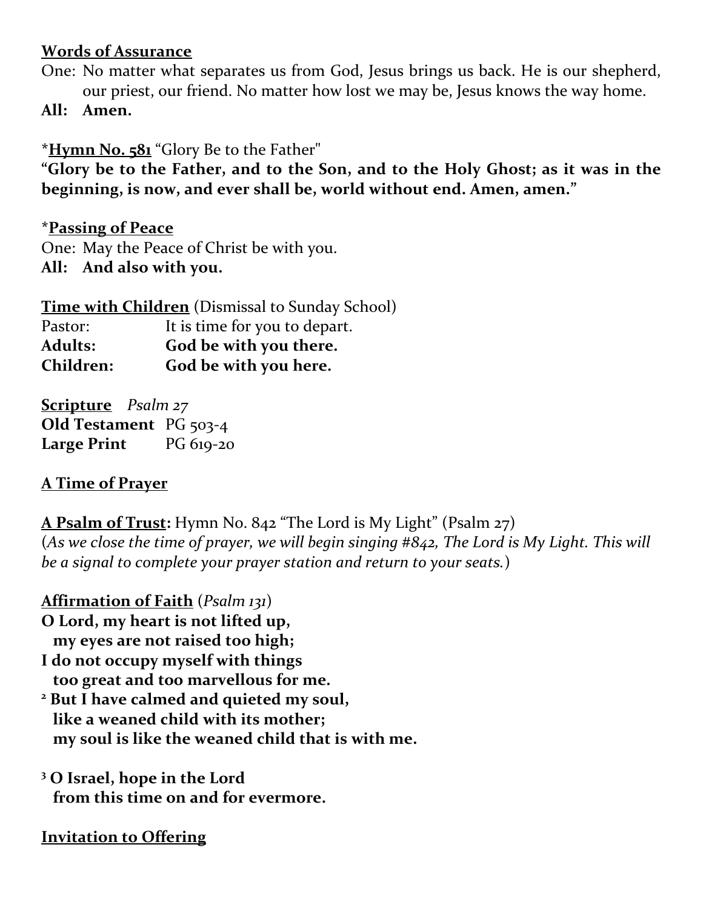**<u>Words of Assurance</u>**

One: No matter what separates us from God, Jesus brings us back. He is our shepherd, our priest, our friend. No matter how lost we may be, Jesus knows the way home.

**All: Amen.**

*<u>**Hymn No. 581**</u> "Glory Be to the Father"

**"Glory be to the Father, and to the Son, and to the Holy Ghost; as it was in the beginning, is now, and ever shall be, world without end. Amen, amen."**

*<u>**Passing of Peace**</u>

One: May the Peace of Christ be with you.

**All: And also with you.**

<u>**Time with Children**</u> (Dismissal to Sunday School)

Pastor: It is time for you to depart.

**Adults: God be with you there.**

**Children: God be with you here.**

<u>**Scripture**</u> *Psalm 27*

**Old Testament** PG 503-4

**Large Print** PG 619-20

<u>**A Time of Prayer**</u>

<u>**A Psalm of Trust**</u>**:** Hymn No. 842 "The Lord is My Light" (Psalm 27)

(*As we close the time of prayer, we will begin singing #842, The Lord is My Light. This will be a signal to complete your prayer station and return to your seats.*)

<u>**Affirmation of Faith**</u> (*Psalm 131*)

**O Lord, my heart is not lifted up,**
**my eyes are not raised too high;**
**I do not occupy myself with things**
**too great and too marvellous for me.**
**2 But I have calmed and quieted my soul,**
**like a weaned child with its mother;**
**my soul is like the weaned child that is with me.**

**3 O Israel, hope in the Lord**
**from this time on and for evermore.**

<u>**Invitation to Offering**</u>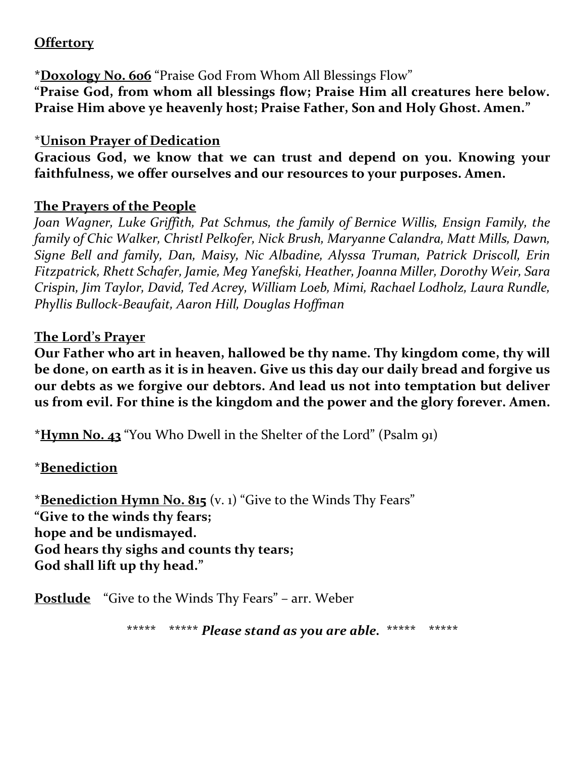**<u>Offertory</u>**

*<u>**Doxology No. 606**</u> "Praise God From Whom All Blessings Flow"
**"Praise God, from whom all blessings flow; Praise Him all creatures here below. Praise Him above ye heavenly host; Praise Father, Son and Holy Ghost. Amen."**

*<u>**Unison Prayer of Dedication**</u>
**Gracious God, we know that we can trust and depend on you. Knowing your faithfulness, we offer ourselves and our resources to your purposes. Amen.**

**<u>The Prayers of the People</u>**
*Joan Wagner, Luke Griffith, Pat Schmus, the family of Bernice Willis, Ensign Family, the family of Chic Walker, Christl Pelkofer, Nick Brush, Maryanne Calandra, Matt Mills, Dawn, Signe Bell and family, Dan, Maisy, Nic Albadine, Alyssa Truman, Patrick Driscoll, Erin Fitzpatrick, Rhett Schafer, Jamie, Meg Yanefski, Heather, Joanna Miller, Dorothy Weir, Sara Crispin, Jim Taylor, David, Ted Acrey, William Loeb, Mimi, Rachael Lodholz, Laura Rundle, Phyllis Bullock-Beaufait, Aaron Hill, Douglas Hoffman*

**<u>The Lord's Prayer</u>**
**Our Father who art in heaven, hallowed be thy name. Thy kingdom come, thy will be done, on earth as it is in heaven. Give us this day our daily bread and forgive us our debts as we forgive our debtors. And lead us not into temptation but deliver us from evil. For thine is the kingdom and the power and the glory forever. Amen.**

*<u>**Hymn No. 43**</u> "You Who Dwell in the Shelter of the Lord" (Psalm 91)

*<u>**Benediction**</u>

*<u>**Benediction Hymn No. 815**</u> (v. 1) "Give to the Winds Thy Fears"
**"Give to the winds thy fears;**
**hope and be undismayed.**
**God hears thy sighs and counts thy tears;**
**God shall lift up thy head."**

**<u>Postlude</u>** "Give to the Winds Thy Fears" – arr. Weber

***** ***** ***Please stand as you are able.*** ***** *****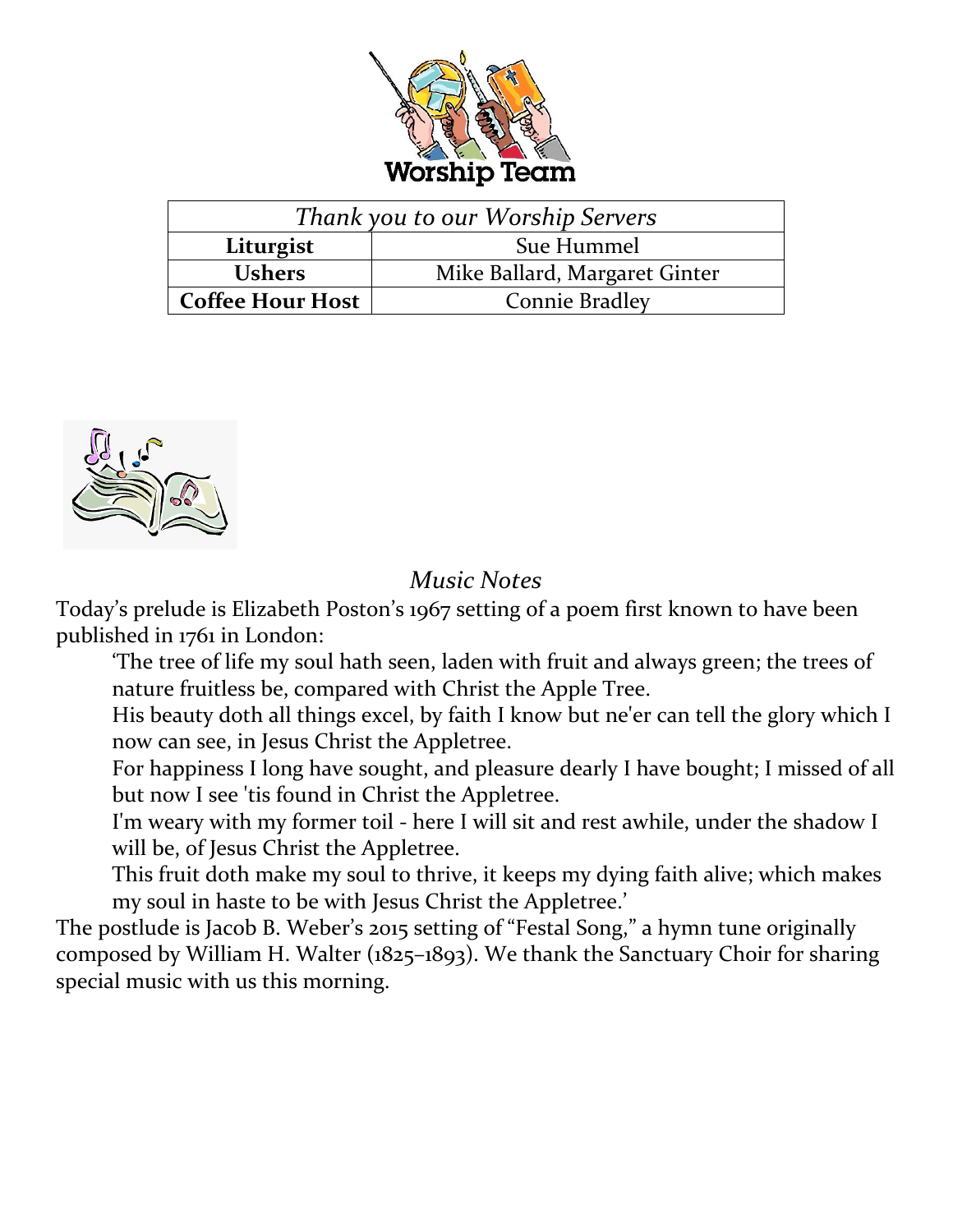Worship Team

| *Thank you to our Worship Servers* | |
|---|---|
| **Liturgist** | Sue Hummel |
| **Ushers** | Mike Ballard, Margaret Ginter |
| **Coffee Hour Host** | Connie Bradley |

*Music Notes*

Today's prelude is Elizabeth Poston's 1967 setting of a poem first known to have been published in 1761 in London:

> 'The tree of life my soul hath seen, laden with fruit and always green; the trees of nature fruitless be, compared with Christ the Apple Tree.
>
> His beauty doth all things excel, by faith I know but ne'er can tell the glory which I now can see, in Jesus Christ the Appletree.
>
> For happiness I long have sought, and pleasure dearly I have bought; I missed of all but now I see 'tis found in Christ the Appletree.
>
> I'm weary with my former toil - here I will sit and rest awhile, under the shadow I will be, of Jesus Christ the Appletree.
>
> This fruit doth make my soul to thrive, it keeps my dying faith alive; which makes my soul in haste to be with Jesus Christ the Appletree.'

The postlude is Jacob B. Weber's 2015 setting of "Festal Song," a hymn tune originally composed by William H. Walter (1825–1893). We thank the Sanctuary Choir for sharing special music with us this morning.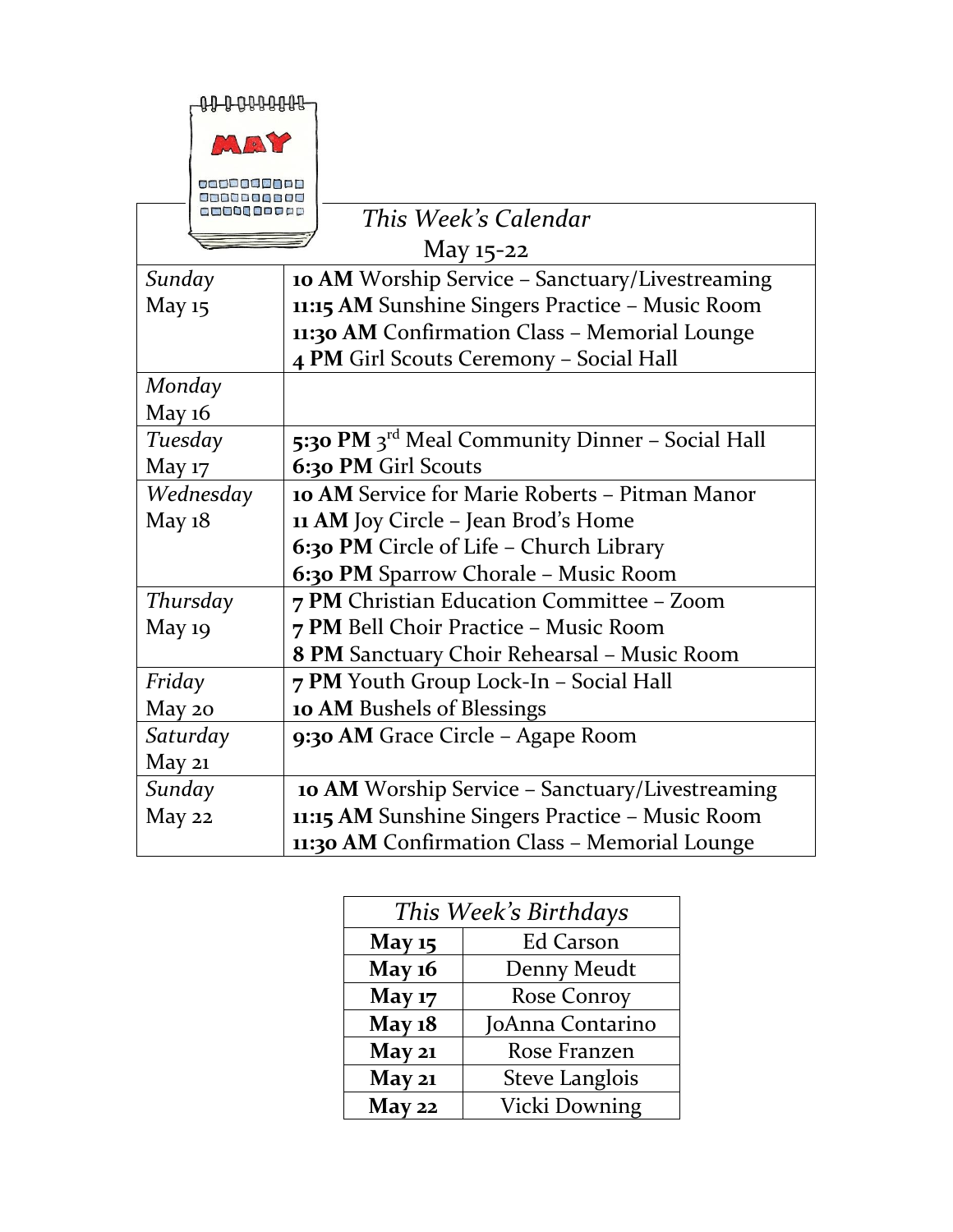| *This Week's Calendar* May 15-22 | |
|---|---|
| *Sunday* May 15 | **10 AM** Worship Service – Sanctuary/Livestreaming<br>**11:15 AM** Sunshine Singers Practice – Music Room<br>**11:30 AM** Confirmation Class – Memorial Lounge<br>**4 PM** Girl Scouts Ceremony – Social Hall |
| *Monday* May 16 | |
| *Tuesday* May 17 | **5:30 PM** 3rd Meal Community Dinner – Social Hall<br>**6:30 PM** Girl Scouts |
| *Wednesday* May 18 | **10 AM** Service for Marie Roberts – Pitman Manor<br>**11 AM** Joy Circle – Jean Brod's Home<br>**6:30 PM** Circle of Life – Church Library<br>**6:30 PM** Sparrow Chorale – Music Room |
| *Thursday* May 19 | **7 PM** Christian Education Committee – Zoom<br>**7 PM** Bell Choir Practice – Music Room<br>**8 PM** Sanctuary Choir Rehearsal – Music Room |
| *Friday* May 20 | **7 PM** Youth Group Lock-In – Social Hall<br>**10 AM** Bushels of Blessings |
| *Saturday* May 21 | **9:30 AM** Grace Circle – Agape Room |
| *Sunday* May 22 | **10 AM** Worship Service – Sanctuary/Livestreaming<br>**11:15 AM** Sunshine Singers Practice – Music Room<br>**11:30 AM** Confirmation Class – Memorial Lounge |

| *This Week's Birthdays* | |
|---|---|
| **May 15** | Ed Carson |
| **May 16** | Denny Meudt |
| **May 17** | Rose Conroy |
| **May 18** | JoAnna Contarino |
| **May 21** | Rose Franzen |
| **May 21** | Steve Langlois |
| **May 22** | Vicki Downing |